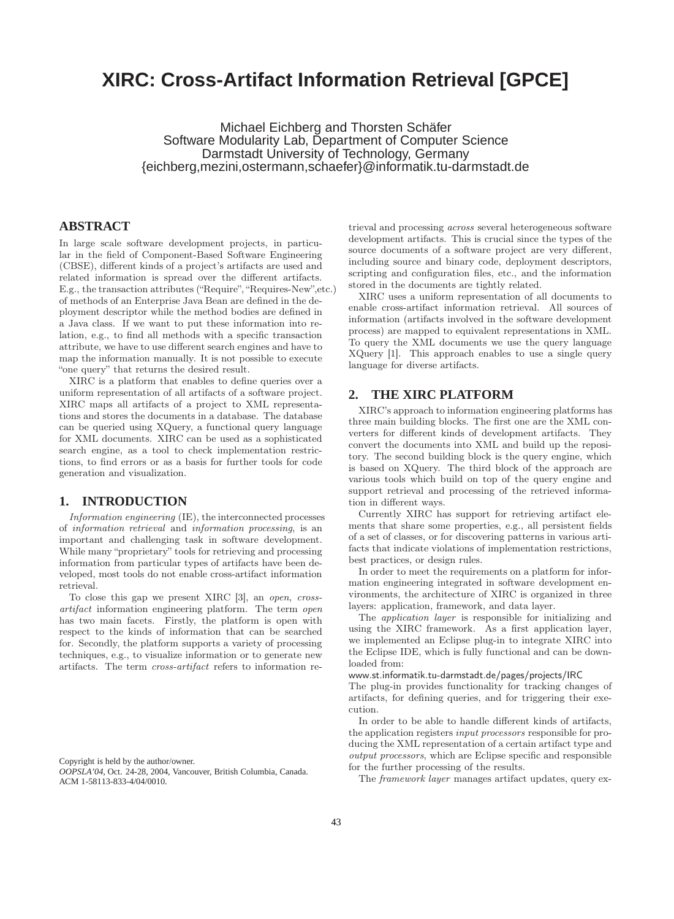# XIRC: Cross-Artifact Information Retrieval [GPCE]

Michael Eichberg and Thorsten Schäfer
Software Modularity Lab, Department of Computer Science
Darmstadt University of Technology, Germany
{eichberg,mezini,ostermann,schaefer}@informatik.tu-darmstadt.de

## ABSTRACT

In large scale software development projects, in particular in the field of Component-Based Software Engineering (CBSE), different kinds of a project's artifacts are used and related information is spread over the different artifacts. E.g., the transaction attributes ("Require", "Requires-New", etc.) of methods of an Enterprise Java Bean are defined in the deployment descriptor while the method bodies are defined in a Java class. If we want to put these information into relation, e.g., to find all methods with a specific transaction attribute, we have to use different search engines and have to map the information manually. It is not possible to execute "one query" that returns the desired result.

XIRC is a platform that enables to define queries over a uniform representation of all artifacts of a software project. XIRC maps all artifacts of a project to XML representations and stores the documents in a database. The database can be queried using XQuery, a functional query language for XML documents. XIRC can be used as a sophisticated search engine, as a tool to check implementation restrictions, to find errors or as a basis for further tools for code generation and visualization.

## 1. INTRODUCTION

*Information engineering* (IE), the interconnected processes of *information retrieval* and *information processing*, is an important and challenging task in software development. While many "proprietary" tools for retrieving and processing information from particular types of artifacts have been developed, most tools do not enable cross-artifact information retrieval.

To close this gap we present XIRC [3], an *open*, *cross-artifact* information engineering platform. The term *open* has two main facets. Firstly, the platform is open with respect to the kinds of information that can be searched for. Secondly, the platform supports a variety of processing techniques, e.g., to visualize information or to generate new artifacts. The term *cross-artifact* refers to information retrieval and processing *across* several heterogeneous software development artifacts. This is crucial since the types of the source documents of a software project are very different, including source and binary code, deployment descriptors, scripting and configuration files, etc., and the information stored in the documents are tightly related.

XIRC uses a uniform representation of all documents to enable cross-artifact information retrieval. All sources of information (artifacts involved in the software development process) are mapped to equivalent representations in XML. To query the XML documents we use the query language XQuery [1]. This approach enables to use a single query language for diverse artifacts.

## 2. THE XIRC PLATFORM

XIRC's approach to information engineering platforms has three main building blocks. The first one are the XML converters for different kinds of development artifacts. They convert the documents into XML and build up the repository. The second building block is the query engine, which is based on XQuery. The third block of the approach are various tools which build on top of the query engine and support retrieval and processing of the retrieved information in different ways.

Currently XIRC has support for retrieving artifact elements that share some properties, e.g., all persistent fields of a set of classes, or for discovering patterns in various artifacts that indicate violations of implementation restrictions, best practices, or design rules.

In order to meet the requirements on a platform for information engineering integrated in software development environments, the architecture of XIRC is organized in three layers: application, framework, and data layer.

The *application layer* is responsible for initializing and using the XIRC framework. As a first application layer, we implemented an Eclipse plug-in to integrate XIRC into the Eclipse IDE, which is fully functional and can be downloaded from:

www.st.informatik.tu-darmstadt.de/pages/projects/IRC

The plug-in provides functionality for tracking changes of artifacts, for defining queries, and for triggering their execution.

In order to be able to handle different kinds of artifacts, the application registers *input processors* responsible for producing the XML representation of a certain artifact type and *output processors*, which are Eclipse specific and responsible for the further processing of the results.

The *framework layer* manages artifact updates, query ex-

Copyright is held by the author/owner.
*OOPSLA'04,* Oct. 24-28, 2004, Vancouver, British Columbia, Canada.
ACM 1-58113-833-4/04/0010.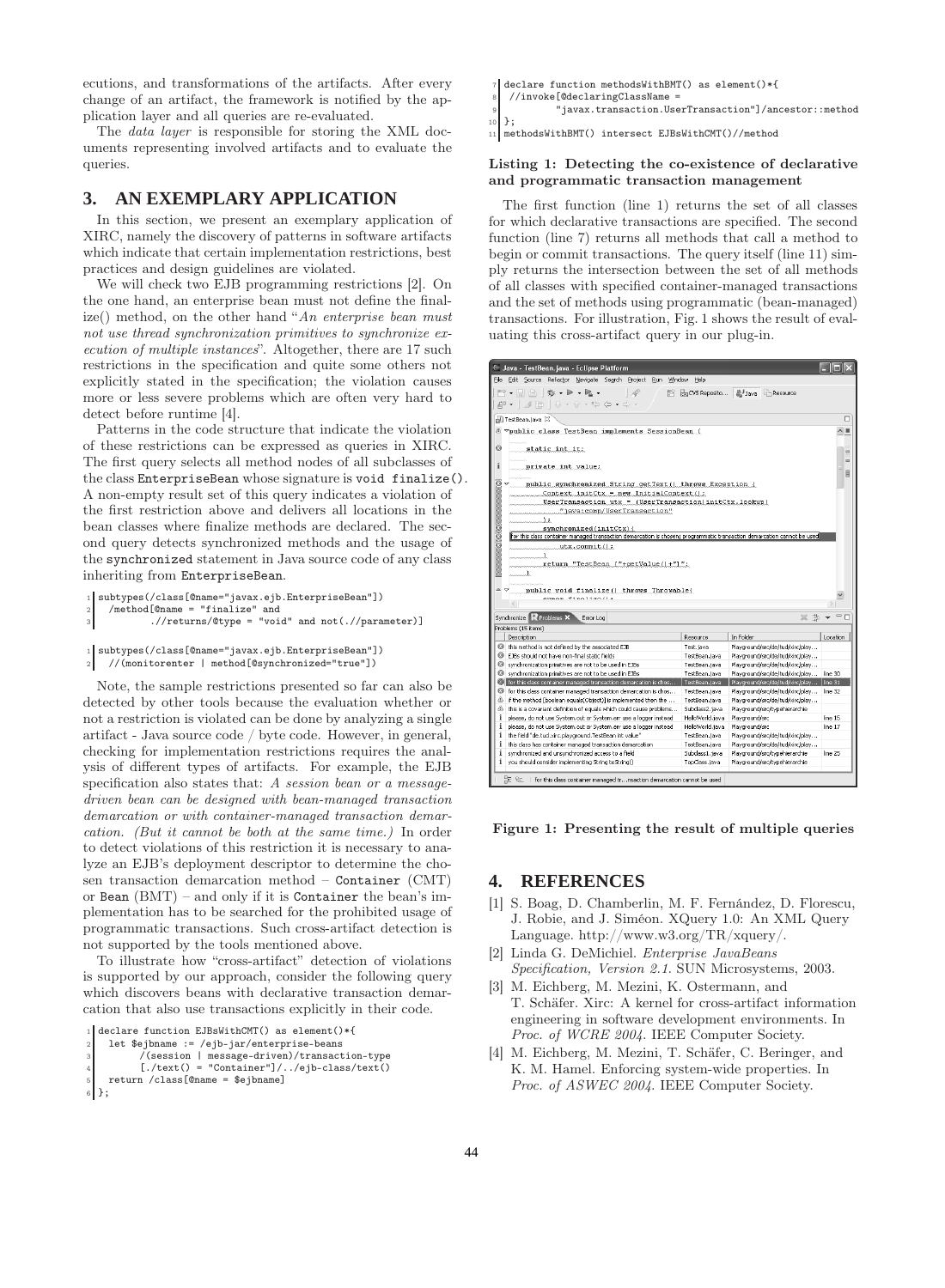ecutions, and transformations of the artifacts. After every change of an artifact, the framework is notified by the application layer and all queries are re-evaluated.

The *data layer* is responsible for storing the XML documents representing involved artifacts and to evaluate the queries.

## 3. AN EXEMPLARY APPLICATION

In this section, we present an exemplary application of XIRC, namely the discovery of patterns in software artifacts which indicate that certain implementation restrictions, best practices and design guidelines are violated.

We will check two EJB programming restrictions [2]. On the one hand, an enterprise bean must not define the finalize() method, on the other hand "*An enterprise bean must not use thread synchronization primitives to synchronize execution of multiple instances*". Altogether, there are 17 such restrictions in the specification and quite some others not explicitly stated in the specification; the violation causes more or less severe problems which are often very hard to detect before runtime [4].

Patterns in the code structure that indicate the violation of these restrictions can be expressed as queries in XIRC. The first query selects all method nodes of all subclasses of the class `EnterpriseBean` whose signature is `void finalize()`. A non-empty result set of this query indicates a violation of the first restriction above and delivers all locations in the bean classes where finalize methods are declared. The second query detects synchronized methods and the usage of the `synchronized` statement in Java source code of any class inheriting from `EnterpriseBean`.

```
1 subtypes(/class[@name="javax.ejb.EnterpriseBean"])
2   /method[@name = "finalize" and
3           .//returns/@type = "void" and not(.//parameter)]
```

```
1 subtypes(/class[@name="javax.ejb.EnterpriseBean"])
2   //(monitorenter | method[@synchronized="true"])
```

Note, the sample restrictions presented so far can also be detected by other tools because the evaluation whether or not a restriction is violated can be done by analyzing a single artifact - Java source code / byte code. However, in general, checking for implementation restrictions requires the analysis of different types of artifacts. For example, the EJB specification also states that: *A session bean or a message-driven bean can be designed with bean-managed transaction demarcation or with container-managed transaction demarcation. (But it cannot be both at the same time.)* In order to detect violations of this restriction it is necessary to analyze an EJB's deployment descriptor to determine the chosen transaction demarcation method – `Container` (CMT) or `Bean` (BMT) – and only if it is `Container` the bean's implementation has to be searched for the prohibited usage of programmatic transactions. Such cross-artifact detection is not supported by the tools mentioned above.

To illustrate how "cross-artifact" detection of violations is supported by our approach, consider the following query which discovers beans with declarative transaction demarcation that also use transactions explicitly in their code.

```
1  declare function EJBsWithCMT() as element()*{
2    let $ejbname := /ejb-jar/enterprise-beans
3         /(session | message-driven)/transaction-type
4         [./text() = "Container"]/../ejb-class/text()
5    return /class[@name = $ejbname]
6  };
7  declare function methodsWithBMT() as element()*{
8   //invoke[@declaringClassName =
9            "javax.transaction.UserTransaction"]/ancestor::method
10 };
11 methodsWithBMT() intersect EJBsWithCMT()//method
```

**Listing 1: Detecting the co-existence of declarative and programmatic transaction management**

The first function (line 1) returns the set of all classes for which declarative transactions are specified. The second function (line 7) returns all methods that call a method to begin or commit transactions. The query itself (line 11) simply returns the intersection between the set of all methods of all classes with specified container-managed transactions and the set of methods using programmatic (bean-managed) transactions. For illustration, Fig. 1 shows the result of evaluating this cross-artifact query in our plug-in.

**Figure 1: Presenting the result of multiple queries**

## 4. REFERENCES

[1] S. Boag, D. Chamberlin, M. F. Fernández, D. Florescu, J. Robie, and J. Siméon. XQuery 1.0: An XML Query Language. http://www.w3.org/TR/xquery/.

[2] Linda G. DeMichiel. *Enterprise JavaBeans Specification, Version 2.1*. SUN Microsystems, 2003.

[3] M. Eichberg, M. Mezini, K. Ostermann, and T. Schäfer. Xirc: A kernel for cross-artifact information engineering in software development environments. In *Proc. of WCRE 2004*. IEEE Computer Society.

[4] M. Eichberg, M. Mezini, T. Schäfer, C. Beringer, and K. M. Hamel. Enforcing system-wide properties. In *Proc. of ASWEC 2004*. IEEE Computer Society.